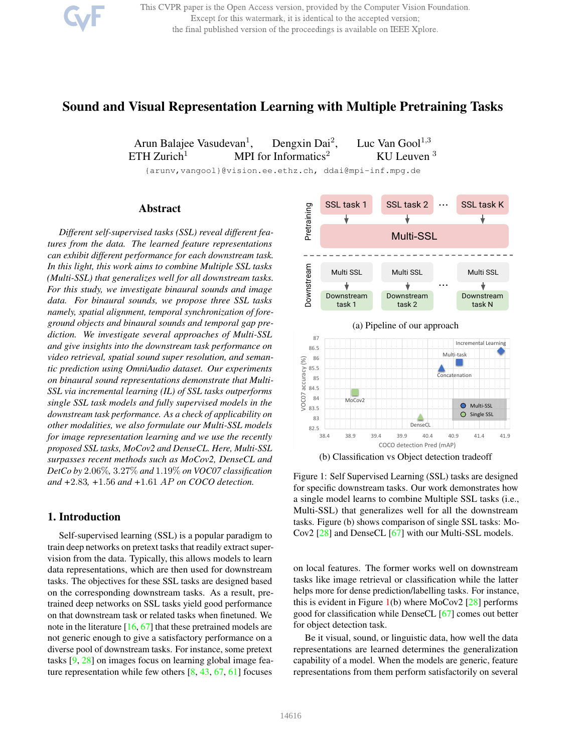# Sound and Visual Representation Learning with Multiple Pretraining Tasks

Arun Balajee Vasudevan[1], Dengxin Dai[2], Luc Van Gool[1,3]
ETH Zurich[1] MPI for Informatics[2] KU Leuven [3]

{arunv,vangool}@vision.ee.ethz.ch, ddai@mpi-inf.mpg.de

## Abstract

*Different self-supervised tasks (SSL) reveal different features from the data. The learned feature representations can exhibit different performance for each downstream task. In this light, this work aims to combine Multiple SSL tasks (Multi-SSL) that generalizes well for all downstream tasks. For this study, we investigate binaural sounds and image data. For binaural sounds, we propose three SSL tasks namely, spatial alignment, temporal synchronization of foreground objects and binaural sounds and temporal gap prediction. We investigate several approaches of Multi-SSL and give insights into the downstream task performance on video retrieval, spatial sound super resolution, and semantic prediction using OmniAudio dataset. Our experiments on binaural sound representations demonstrate that Multi-SSL via incremental learning (IL) of SSL tasks outperforms single SSL task models and fully supervised models in the downstream task performance. As a check of applicability on other modalities, we also formulate our Multi-SSL models for image representation learning and we use the recently proposed SSL tasks, MoCov2 and DenseCL. Here, Multi-SSL surpasses recent methods such as MoCov2, DenseCL and DetCo by* 2.06%*,* 3.27% *and* 1.19% *on VOC07 classification and* +2.83*,* +1.56 *and* +1.61 *AP on COCO detection.*

(a) Pipeline of our approach

(b) Classification vs Object detection tradeoff

Figure 1: Self Supervised Learning (SSL) tasks are designed for specific downstream tasks. Our work demonstrates how a single model learns to combine Multiple SSL tasks (i.e., Multi-SSL) that generalizes well for all the downstream tasks. Figure (b) shows comparison of single SSL tasks: MoCov2 [28] and DenseCL [67] with our Multi-SSL models.

## 1. Introduction

Self-supervised learning (SSL) is a popular paradigm to train deep networks on pretext tasks that readily extract supervision from the data. Typically, this allows models to learn data representations, which are then used for downstream tasks. The objectives for these SSL tasks are designed based on the corresponding downstream tasks. As a result, pretrained deep networks on SSL tasks yield good performance on that downstream task or related tasks when finetuned. We note in the literature [16, 67] that these pretrained models are not generic enough to give a satisfactory performance on a diverse pool of downstream tasks. For instance, some pretext tasks [9, 28] on images focus on learning global image feature representation while few others [8, 43, 67, 61] focuses on local features. The former works well on downstream tasks like image retrieval or classification while the latter helps more for dense prediction/labelling tasks. For instance, this is evident in Figure 1(b) where MoCov2 [28] performs good for classification while DenseCL [67] comes out better for object detection task.

Be it visual, sound, or linguistic data, how well the data representations are learned determines the generalization capability of a model. When the models are generic, feature representations from them perform satisfactorily on several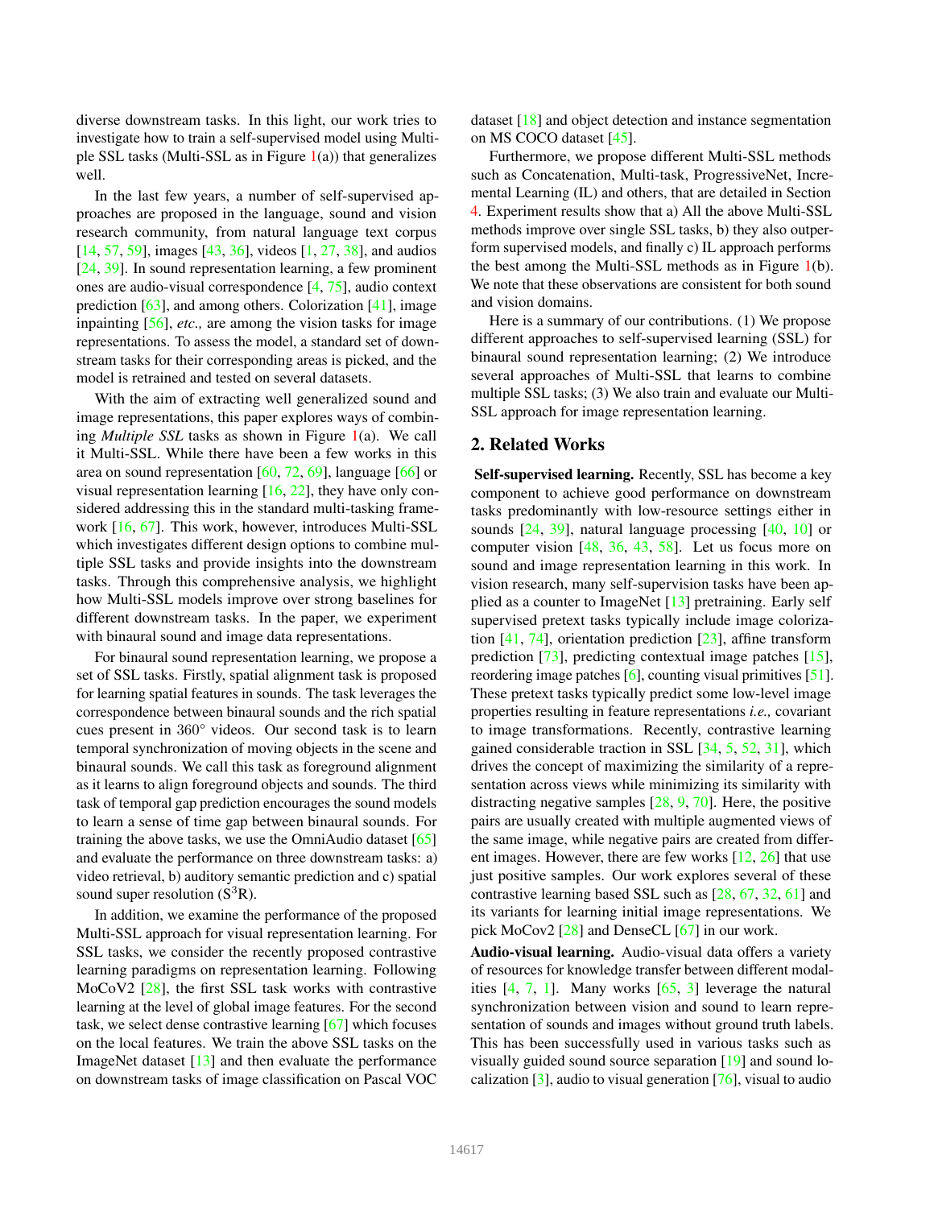diverse downstream tasks. In this light, our work tries to investigate how to train a self-supervised model using Multiple SSL tasks (Multi-SSL as in Figure 1(a)) that generalizes well.

In the last few years, a number of self-supervised approaches are proposed in the language, sound and vision research community, from natural language text corpus [14, 57, 59], images [43, 36], videos [1, 27, 38], and audios [24, 39]. In sound representation learning, a few prominent ones are audio-visual correspondence [4, 75], audio context prediction [63], and among others. Colorization [41], image inpainting [56], *etc.,* are among the vision tasks for image representations. To assess the model, a standard set of downstream tasks for their corresponding areas is picked, and the model is retrained and tested on several datasets.

With the aim of extracting well generalized sound and image representations, this paper explores ways of combining *Multiple SSL* tasks as shown in Figure 1(a). We call it Multi-SSL. While there have been a few works in this area on sound representation [60, 72, 69], language [66] or visual representation learning [16, 22], they have only considered addressing this in the standard multi-tasking framework [16, 67]. This work, however, introduces Multi-SSL which investigates different design options to combine multiple SSL tasks and provide insights into the downstream tasks. Through this comprehensive analysis, we highlight how Multi-SSL models improve over strong baselines for different downstream tasks. In the paper, we experiment with binaural sound and image data representations.

For binaural sound representation learning, we propose a set of SSL tasks. Firstly, spatial alignment task is proposed for learning spatial features in sounds. The task leverages the correspondence between binaural sounds and the rich spatial cues present in $360^\circ$ videos. Our second task is to learn temporal synchronization of moving objects in the scene and binaural sounds. We call this task as foreground alignment as it learns to align foreground objects and sounds. The third task of temporal gap prediction encourages the sound models to learn a sense of time gap between binaural sounds. For training the above tasks, we use the OmniAudio dataset [65] and evaluate the performance on three downstream tasks: a) video retrieval, b) auditory semantic prediction and c) spatial sound super resolution ($S^3$R).

In addition, we examine the performance of the proposed Multi-SSL approach for visual representation learning. For SSL tasks, we consider the recently proposed contrastive learning paradigms on representation learning. Following MoCoV2 [28], the first SSL task works with contrastive learning at the level of global image features. For the second task, we select dense contrastive learning [67] which focuses on the local features. We train the above SSL tasks on the ImageNet dataset [13] and then evaluate the performance on downstream tasks of image classification on Pascal VOC dataset [18] and object detection and instance segmentation on MS COCO dataset [45].

Furthermore, we propose different Multi-SSL methods such as Concatenation, Multi-task, ProgressiveNet, Incremental Learning (IL) and others, that are detailed in Section 4. Experiment results show that a) All the above Multi-SSL methods improve over single SSL tasks, b) they also outperform supervised models, and finally c) IL approach performs the best among the Multi-SSL methods as in Figure 1(b). We note that these observations are consistent for both sound and vision domains.

Here is a summary of our contributions. (1) We propose different approaches to self-supervised learning (SSL) for binaural sound representation learning; (2) We introduce several approaches of Multi-SSL that learns to combine multiple SSL tasks; (3) We also train and evaluate our Multi-SSL approach for image representation learning.

## 2. Related Works

**Self-supervised learning.** Recently, SSL has become a key component to achieve good performance on downstream tasks predominantly with low-resource settings either in sounds [24, 39], natural language processing [40, 10] or computer vision [48, 36, 43, 58]. Let us focus more on sound and image representation learning in this work. In vision research, many self-supervision tasks have been applied as a counter to ImageNet [13] pretraining. Early self supervised pretext tasks typically include image colorization [41, 74], orientation prediction [23], affine transform prediction [73], predicting contextual image patches [15], reordering image patches [6], counting visual primitives [51]. These pretext tasks typically predict some low-level image properties resulting in feature representations *i.e.,* covariant to image transformations. Recently, contrastive learning gained considerable traction in SSL [34, 5, 52, 31], which drives the concept of maximizing the similarity of a representation across views while minimizing its similarity with distracting negative samples [28, 9, 70]. Here, the positive pairs are usually created with multiple augmented views of the same image, while negative pairs are created from different images. However, there are few works [12, 26] that use just positive samples. Our work explores several of these contrastive learning based SSL such as [28, 67, 32, 61] and its variants for learning initial image representations. We pick MoCov2 [28] and DenseCL [67] in our work.

**Audio-visual learning.** Audio-visual data offers a variety of resources for knowledge transfer between different modalities [4, 7, 1]. Many works [65, 3] leverage the natural synchronization between vision and sound to learn representation of sounds and images without ground truth labels. This has been successfully used in various tasks such as visually guided sound source separation [19] and sound localization [3], audio to visual generation [76], visual to audio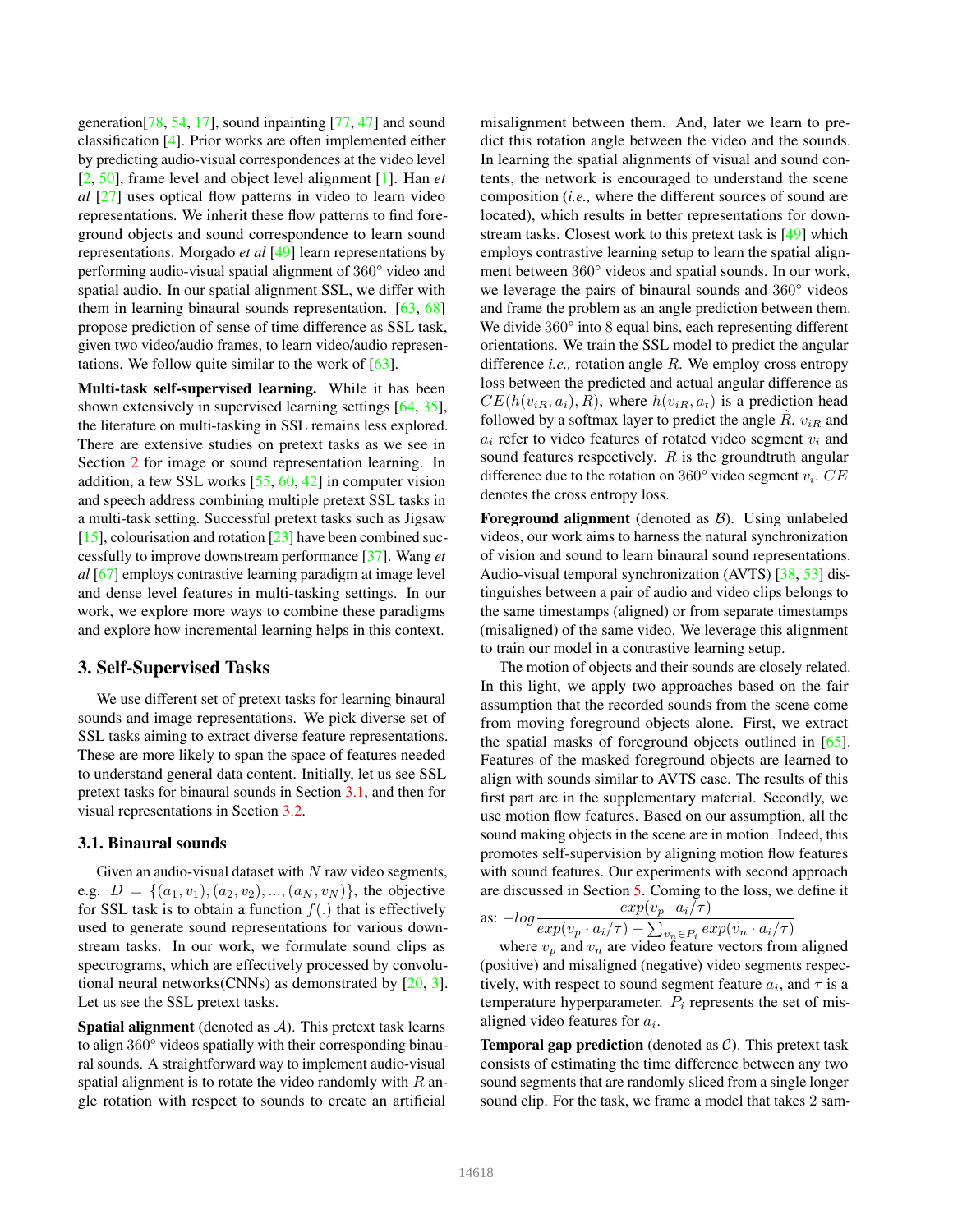generation[78, 54, 17], sound inpainting [77, 47] and sound classification [4]. Prior works are often implemented either by predicting audio-visual correspondences at the video level [2, 50], frame level and object level alignment [1]. Han *et al* [27] uses optical flow patterns in video to learn video representations. We inherit these flow patterns to find foreground objects and sound correspondence to learn sound representations. Morgado *et al* [49] learn representations by performing audio-visual spatial alignment of 360° video and spatial audio. In our spatial alignment SSL, we differ with them in learning binaural sounds representation. [63, 68] propose prediction of sense of time difference as SSL task, given two video/audio frames, to learn video/audio representations. We follow quite similar to the work of [63].

**Multi-task self-supervised learning.** While it has been shown extensively in supervised learning settings [64, 35], the literature on multi-tasking in SSL remains less explored. There are extensive studies on pretext tasks as we see in Section 2 for image or sound representation learning. In addition, a few SSL works [55, 60, 42] in computer vision and speech address combining multiple pretext SSL tasks in a multi-task setting. Successful pretext tasks such as Jigsaw [15], colourisation and rotation [23] have been combined successfully to improve downstream performance [37]. Wang *et al* [67] employs contrastive learning paradigm at image level and dense level features in multi-tasking settings. In our work, we explore more ways to combine these paradigms and explore how incremental learning helps in this context.

## 3. Self-Supervised Tasks

We use different set of pretext tasks for learning binaural sounds and image representations. We pick diverse set of SSL tasks aiming to extract diverse feature representations. These are more likely to span the space of features needed to understand general data content. Initially, let us see SSL pretext tasks for binaural sounds in Section 3.1, and then for visual representations in Section 3.2.

### 3.1. Binaural sounds

Given an audio-visual dataset with $N$ raw video segments, e.g. $D = \{(a_1, v_1), (a_2, v_2), ..., (a_N, v_N)\}$, the objective for SSL task is to obtain a function $f(.)$ that is effectively used to generate sound representations for various downstream tasks. In our work, we formulate sound clips as spectrograms, which are effectively processed by convolutional neural networks(CNNs) as demonstrated by [20, 3]. Let us see the SSL pretext tasks.

**Spatial alignment** (denoted as $\mathcal{A}$). This pretext task learns to align 360° videos spatially with their corresponding binaural sounds. A straightforward way to implement audio-visual spatial alignment is to rotate the video randomly with $R$ angle rotation with respect to sounds to create an artificial misalignment between them. And, later we learn to predict this rotation angle between the video and the sounds. In learning the spatial alignments of visual and sound contents, the network is encouraged to understand the scene composition (*i.e.,* where the different sources of sound are located), which results in better representations for downstream tasks. Closest work to this pretext task is [49] which employs contrastive learning setup to learn the spatial alignment between 360° videos and spatial sounds. In our work, we leverage the pairs of binaural sounds and 360° videos and frame the problem as an angle prediction between them. We divide 360° into 8 equal bins, each representing different orientations. We train the SSL model to predict the angular difference *i.e.,* rotation angle $R$. We employ cross entropy loss between the predicted and actual angular difference as $CE(h(v_{iR}, a_i), R)$, where $h(v_{iR}, a_t)$ is a prediction head followed by a softmax layer to predict the angle $\hat{R}$. $v_{iR}$ and $a_i$ refer to video features of rotated video segment $v_i$ and sound features respectively. $R$ is the groundtruth angular difference due to the rotation on 360° video segment $v_i$. $CE$ denotes the cross entropy loss.

**Foreground alignment** (denoted as $\mathcal{B}$). Using unlabeled videos, our work aims to harness the natural synchronization of vision and sound to learn binaural sound representations. Audio-visual temporal synchronization (AVTS) [38, 53] distinguishes between a pair of audio and video clips belongs to the same timestamps (aligned) or from separate timestamps (misaligned) of the same video. We leverage this alignment to train our model in a contrastive learning setup.

The motion of objects and their sounds are closely related. In this light, we apply two approaches based on the fair assumption that the recorded sounds from the scene come from moving foreground objects alone. First, we extract the spatial masks of foreground objects outlined in [65]. Features of the masked foreground objects are learned to align with sounds similar to AVTS case. The results of this first part are in the supplementary material. Secondly, we use motion flow features. Based on our assumption, all the sound making objects in the scene are in motion. Indeed, this promotes self-supervision by aligning motion flow features with sound features. Our experiments with second approach are discussed in Section 5. Coming to the loss, we define it as: $-log \dfrac{exp(v_p \cdot a_i/\tau)}{exp(v_p \cdot a_i/\tau) + \sum_{v_n \in P_i} exp(v_n \cdot a_i/\tau)}$

where $v_p$ and $v_n$ are video feature vectors from aligned (positive) and misaligned (negative) video segments respectively, with respect to sound segment feature $a_i$, and $\tau$ is a temperature hyperparameter. $P_i$ represents the set of misaligned video features for $a_i$.

**Temporal gap prediction** (denoted as $\mathcal{C}$). This pretext task consists of estimating the time difference between any two sound segments that are randomly sliced from a single longer sound clip. For the task, we frame a model that takes 2 sam-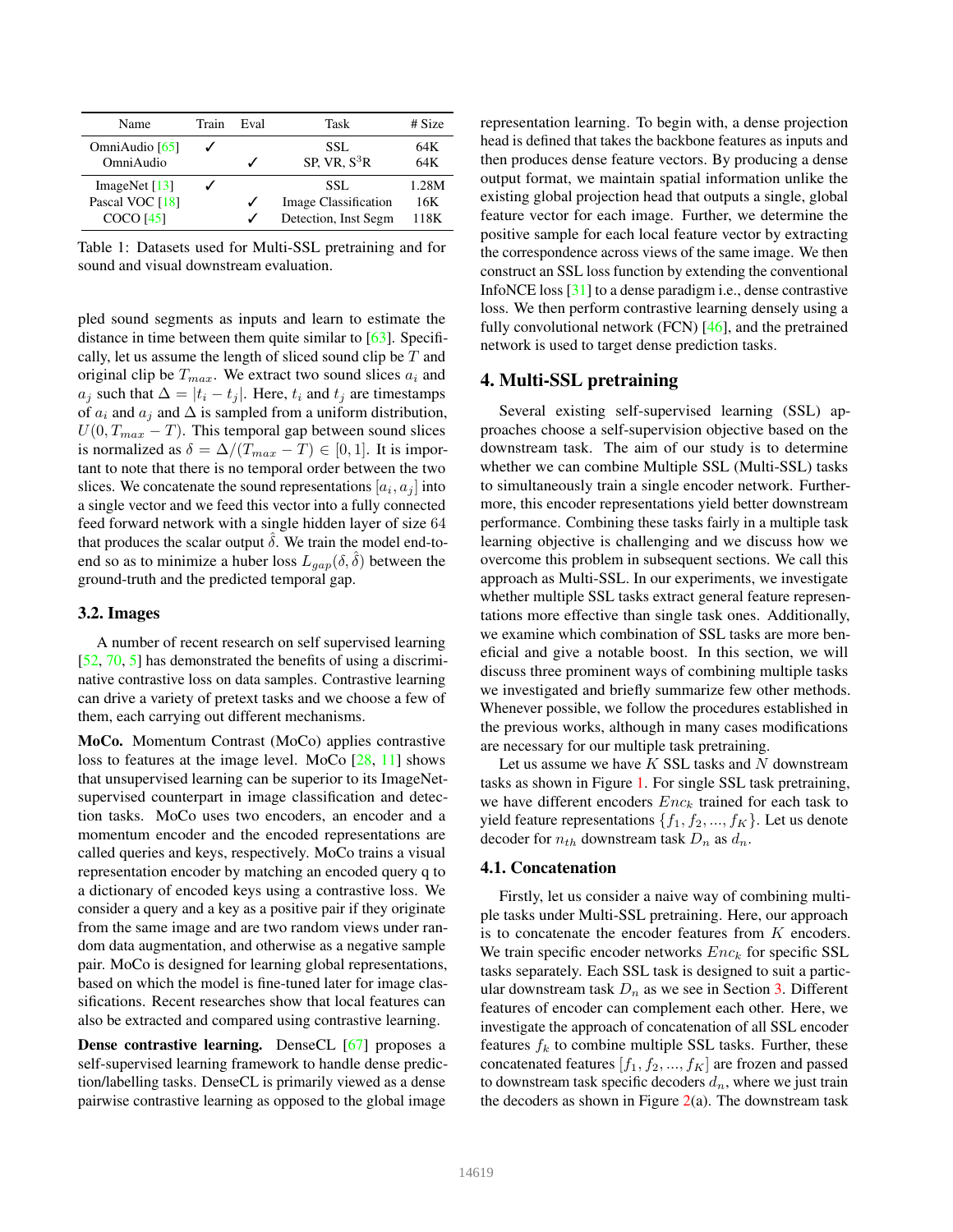| Name | Train | Eval | Task | # Size |
|---|---|---|---|---|
| OmniAudio [65] | ✓ | | SSL | 64K |
| OmniAudio | | ✓ | SP, VR, $S^3R$ | 64K |
| ImageNet [13] | ✓ | | SSL | 1.28M |
| Pascal VOC [18] | | ✓ | Image Classification | 16K |
| COCO [45] | | ✓ | Detection, Inst Segm | 118K |

Table 1: Datasets used for Multi-SSL pretraining and for sound and visual downstream evaluation.

pled sound segments as inputs and learn to estimate the distance in time between them quite similar to [63]. Specifically, let us assume the length of sliced sound clip be $T$ and original clip be $T_{max}$. We extract two sound slices $a_i$ and $a_j$ such that $\Delta = |t_i - t_j|$. Here, $t_i$ and $t_j$ are timestamps of $a_i$ and $a_j$ and $\Delta$ is sampled from a uniform distribution, $U(0, T_{max} - T)$. This temporal gap between sound slices is normalized as $\delta = \Delta/(T_{max} - T) \in [0, 1]$. It is important to note that there is no temporal order between the two slices. We concatenate the sound representations $[a_i, a_j]$ into a single vector and we feed this vector into a fully connected feed forward network with a single hidden layer of size 64 that produces the scalar output $\hat{\delta}$. We train the model end-to-end so as to minimize a huber loss $L_{gap}(\delta, \hat{\delta})$ between the ground-truth and the predicted temporal gap.

### 3.2. Images

A number of recent research on self supervised learning [52, 70, 5] has demonstrated the benefits of using a discriminative contrastive loss on data samples. Contrastive learning can drive a variety of pretext tasks and we choose a few of them, each carrying out different mechanisms.

**MoCo.** Momentum Contrast (MoCo) applies contrastive loss to features at the image level. MoCo [28, 11] shows that unsupervised learning can be superior to its ImageNet-supervised counterpart in image classification and detection tasks. MoCo uses two encoders, an encoder and a momentum encoder and the encoded representations are called queries and keys, respectively. MoCo trains a visual representation encoder by matching an encoded query q to a dictionary of encoded keys using a contrastive loss. We consider a query and a key as a positive pair if they originate from the same image and are two random views under random data augmentation, and otherwise as a negative sample pair. MoCo is designed for learning global representations, based on which the model is fine-tuned later for image classifications. Recent researches show that local features can also be extracted and compared using contrastive learning.

**Dense contrastive learning.** DenseCL [67] proposes a self-supervised learning framework to handle dense prediction/labelling tasks. DenseCL is primarily viewed as a dense pairwise contrastive learning as opposed to the global image representation learning. To begin with, a dense projection head is defined that takes the backbone features as inputs and then produces dense feature vectors. By producing a dense output format, we maintain spatial information unlike the existing global projection head that outputs a single, global feature vector for each image. Further, we determine the positive sample for each local feature vector by extracting the correspondence across views of the same image. We then construct an SSL loss function by extending the conventional InfoNCE loss [31] to a dense paradigm i.e., dense contrastive loss. We then perform contrastive learning densely using a fully convolutional network (FCN) [46], and the pretrained network is used to target dense prediction tasks.

## 4. Multi-SSL pretraining

Several existing self-supervised learning (SSL) approaches choose a self-supervision objective based on the downstream task. The aim of our study is to determine whether we can combine Multiple SSL (Multi-SSL) tasks to simultaneously train a single encoder network. Furthermore, this encoder representations yield better downstream performance. Combining these tasks fairly in a multiple task learning objective is challenging and we discuss how we overcome this problem in subsequent sections. We call this approach as Multi-SSL. In our experiments, we investigate whether multiple SSL tasks extract general feature representations more effective than single task ones. Additionally, we examine which combination of SSL tasks are more beneficial and give a notable boost. In this section, we will discuss three prominent ways of combining multiple tasks we investigated and briefly summarize few other methods. Whenever possible, we follow the procedures established in the previous works, although in many cases modifications are necessary for our multiple task pretraining.

Let us assume we have $K$ SSL tasks and $N$ downstream tasks as shown in Figure 1. For single SSL task pretraining, we have different encoders $Enc_k$ trained for each task to yield feature representations $\{f_1, f_2, ..., f_K\}$. Let us denote decoder for $n_{th}$ downstream task $D_n$ as $d_n$.

### 4.1. Concatenation

Firstly, let us consider a naive way of combining multiple tasks under Multi-SSL pretraining. Here, our approach is to concatenate the encoder features from $K$ encoders. We train specific encoder networks $Enc_k$ for specific SSL tasks separately. Each SSL task is designed to suit a particular downstream task $D_n$ as we see in Section 3. Different features of encoder can complement each other. Here, we investigate the approach of concatenation of all SSL encoder features $f_k$ to combine multiple SSL tasks. Further, these concatenated features $[f_1, f_2, ..., f_K]$ are frozen and passed to downstream task specific decoders $d_n$, where we just train the decoders as shown in Figure 2(a). The downstream task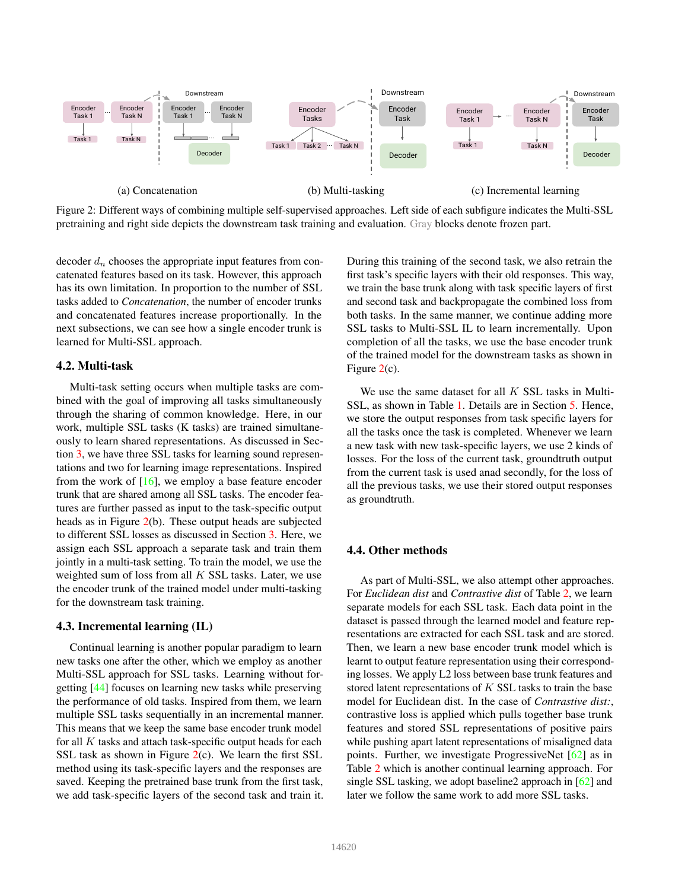Figure 2: Different ways of combining multiple self-supervised approaches. Left side of each subfigure indicates the Multi-SSL pretraining and right side depicts the downstream task training and evaluation. Gray blocks denote frozen part.

(a) Concatenation (b) Multi-tasking (c) Incremental learning

decoder $d_n$ chooses the appropriate input features from concatenated features based on its task. However, this approach has its own limitation. In proportion to the number of SSL tasks added to *Concatenation*, the number of encoder trunks and concatenated features increase proportionally. In the next subsections, we can see how a single encoder trunk is learned for Multi-SSL approach.

### 4.2. Multi-task

Multi-task setting occurs when multiple tasks are combined with the goal of improving all tasks simultaneously through the sharing of common knowledge. Here, in our work, multiple SSL tasks (K tasks) are trained simultaneously to learn shared representations. As discussed in Section 3, we have three SSL tasks for learning sound representations and two for learning image representations. Inspired from the work of [16], we employ a base feature encoder trunk that are shared among all SSL tasks. The encoder features are further passed as input to the task-specific output heads as in Figure 2(b). These output heads are subjected to different SSL losses as discussed in Section 3. Here, we assign each SSL approach a separate task and train them jointly in a multi-task setting. To train the model, we use the weighted sum of loss from all $K$ SSL tasks. Later, we use the encoder trunk of the trained model under multi-tasking for the downstream task training.

### 4.3. Incremental learning (IL)

Continual learning is another popular paradigm to learn new tasks one after the other, which we employ as another Multi-SSL approach for SSL tasks. Learning without forgetting [44] focuses on learning new tasks while preserving the performance of old tasks. Inspired from them, we learn multiple SSL tasks sequentially in an incremental manner. This means that we keep the same base encoder trunk model for all $K$ tasks and attach task-specific output heads for each SSL task as shown in Figure 2(c). We learn the first SSL method using its task-specific layers and the responses are saved. Keeping the pretrained base trunk from the first task, we add task-specific layers of the second task and train it. During this training of the second task, we also retrain the first task's specific layers with their old responses. This way, we train the base trunk along with task specific layers of first and second task and backpropagate the combined loss from both tasks. In the same manner, we continue adding more SSL tasks to Multi-SSL IL to learn incrementally. Upon completion of all the tasks, we use the base encoder trunk of the trained model for the downstream tasks as shown in Figure 2(c).

We use the same dataset for all $K$ SSL tasks in Multi-SSL, as shown in Table 1. Details are in Section 5. Hence, we store the output responses from task specific layers for all the tasks once the task is completed. Whenever we learn a new task with new task-specific layers, we use 2 kinds of losses. For the loss of the current task, groundtruth output from the current task is used anad secondly, for the loss of all the previous tasks, we use their stored output responses as groundtruth.

### 4.4. Other methods

As part of Multi-SSL, we also attempt other approaches. For *Euclidean dist* and *Contrastive dist* of Table 2, we learn separate models for each SSL task. Each data point in the dataset is passed through the learned model and feature representations are extracted for each SSL task and are stored. Then, we learn a new base encoder trunk model which is learnt to output feature representation using their corresponding losses. We apply L2 loss between base trunk features and stored latent representations of $K$ SSL tasks to train the base model for Euclidean dist. In the case of *Contrastive dist:*, contrastive loss is applied which pulls together base trunk features and stored SSL representations of positive pairs while pushing apart latent representations of misaligned data points. Further, we investigate ProgressiveNet [62] as in Table 2 which is another continual learning approach. For single SSL tasking, we adopt baseline2 approach in [62] and later we follow the same work to add more SSL tasks.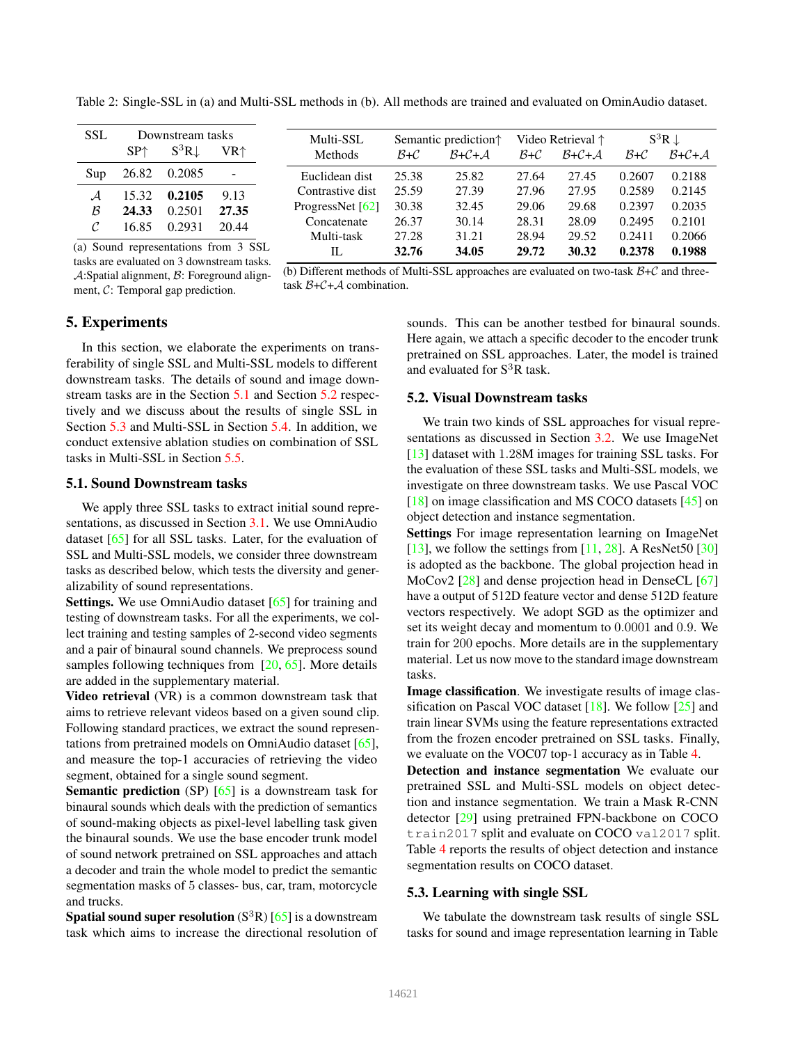Table 2: Single-SSL in (a) and Multi-SSL methods in (b). All methods are trained and evaluated on OminAudio dataset.

| SSL | Downstream tasks | | |
|---|---|---|---|
| | SP↑ | $S^3R$↓ | VR↑ |
| Sup | 26.82 | 0.2085 | - |
| $\mathcal{A}$ | 15.32 | **0.2105** | 9.13 |
| $\mathcal{B}$ | **24.33** | 0.2501 | **27.35** |
| $\mathcal{C}$ | 16.85 | 0.2931 | 20.44 |

(a) Sound representations from 3 SSL tasks are evaluated on 3 downstream tasks. $\mathcal{A}$:Spatial alignment, $\mathcal{B}$: Foreground alignment, $\mathcal{C}$: Temporal gap prediction.

| Multi-SSL Methods | Semantic prediction↑ | | Video Retrieval ↑ | | $S^3R$ ↓ | |
|---|---|---|---|---|---|---|
| | $\mathcal{B}$+$\mathcal{C}$ | $\mathcal{B}$+$\mathcal{C}$+$\mathcal{A}$ | $\mathcal{B}$+$\mathcal{C}$ | $\mathcal{B}$+$\mathcal{C}$+$\mathcal{A}$ | $\mathcal{B}$+$\mathcal{C}$ | $\mathcal{B}$+$\mathcal{C}$+$\mathcal{A}$ |
| Euclidean dist | 25.38 | 25.82 | 27.64 | 27.45 | 0.2607 | 0.2188 |
| Contrastive dist | 25.59 | 27.39 | 27.96 | 27.95 | 0.2589 | 0.2145 |
| ProgressNet [62] | 30.38 | 32.45 | 29.06 | 29.68 | 0.2397 | 0.2035 |
| Concatenate | 26.37 | 30.14 | 28.31 | 28.09 | 0.2495 | 0.2101 |
| Multi-task | 27.28 | 31.21 | 28.94 | 29.52 | 0.2411 | 0.2066 |
| IL | **32.76** | **34.05** | **29.72** | **30.32** | **0.2378** | **0.1988** |

(b) Different methods of Multi-SSL approaches are evaluated on two-task $\mathcal{B}$+$\mathcal{C}$ and three-task $\mathcal{B}$+$\mathcal{C}$+$\mathcal{A}$ combination.

## 5. Experiments

In this section, we elaborate the experiments on transferability of single SSL and Multi-SSL models to different downstream tasks. The details of sound and image downstream tasks are in the Section 5.1 and Section 5.2 respectively and we discuss about the results of single SSL in Section 5.3 and Multi-SSL in Section 5.4. In addition, we conduct extensive ablation studies on combination of SSL tasks in Multi-SSL in Section 5.5.

### 5.1. Sound Downstream tasks

We apply three SSL tasks to extract initial sound representations, as discussed in Section 3.1. We use OmniAudio dataset [65] for all SSL tasks. Later, for the evaluation of SSL and Multi-SSL models, we consider three downstream tasks as described below, which tests the diversity and generalizability of sound representations.

**Settings.** We use OmniAudio dataset [65] for training and testing of downstream tasks. For all the experiments, we collect training and testing samples of 2-second video segments and a pair of binaural sound channels. We preprocess sound samples following techniques from [20, 65]. More details are added in the supplementary material.

**Video retrieval** (VR) is a common downstream task that aims to retrieve relevant videos based on a given sound clip. Following standard practices, we extract the sound representations from pretrained models on OmniAudio dataset [65], and measure the top-1 accuracies of retrieving the video segment, obtained for a single sound segment.

**Semantic prediction** (SP) [65] is a downstream task for binaural sounds which deals with the prediction of semantics of sound-making objects as pixel-level labelling task given the binaural sounds. We use the base encoder trunk model of sound network pretrained on SSL approaches and attach a decoder and train the whole model to predict the semantic segmentation masks of 5 classes- bus, car, tram, motorcycle and trucks.

**Spatial sound super resolution** ($S^3R$) [65] is a downstream task which aims to increase the directional resolution of sounds. This can be another testbed for binaural sounds. Here again, we attach a specific decoder to the encoder trunk pretrained on SSL approaches. Later, the model is trained and evaluated for $S^3R$ task.

### 5.2. Visual Downstream tasks

We train two kinds of SSL approaches for visual representations as discussed in Section 3.2. We use ImageNet [13] dataset with 1.28M images for training SSL tasks. For the evaluation of these SSL tasks and Multi-SSL models, we investigate on three downstream tasks. We use Pascal VOC [18] dataset on image classification and MS COCO datasets [45] on object detection and instance segmentation.

**Settings** For image representation learning on ImageNet [13], we follow the settings from [11, 28]. A ResNet50 [30] is adopted as the backbone. The global projection head in MoCov2 [28] and dense projection head in DenseCL [67] have a output of 512D feature vector and dense 512D feature vectors respectively. We adopt SGD as the optimizer and set its weight decay and momentum to 0.0001 and 0.9. We train for 200 epochs. More details are in the supplementary material. Let us now move to the standard image downstream tasks.

**Image classification**. We investigate results of image classification on Pascal VOC dataset [18]. We follow [25] and train linear SVMs using the feature representations extracted from the frozen encoder pretrained on SSL tasks. Finally, we evaluate on the VOC07 top-1 accuracy as in Table 4.

**Detection and instance segmentation** We evaluate our pretrained SSL and Multi-SSL models on object detection and instance segmentation. We train a Mask R-CNN detector [29] using pretrained FPN-backbone on COCO `train2017` split and evaluate on COCO `val2017` split. Table 4 reports the results of object detection and instance segmentation results on COCO dataset.

### 5.3. Learning with single SSL

We tabulate the downstream task results of single SSL tasks for sound and image representation learning in Table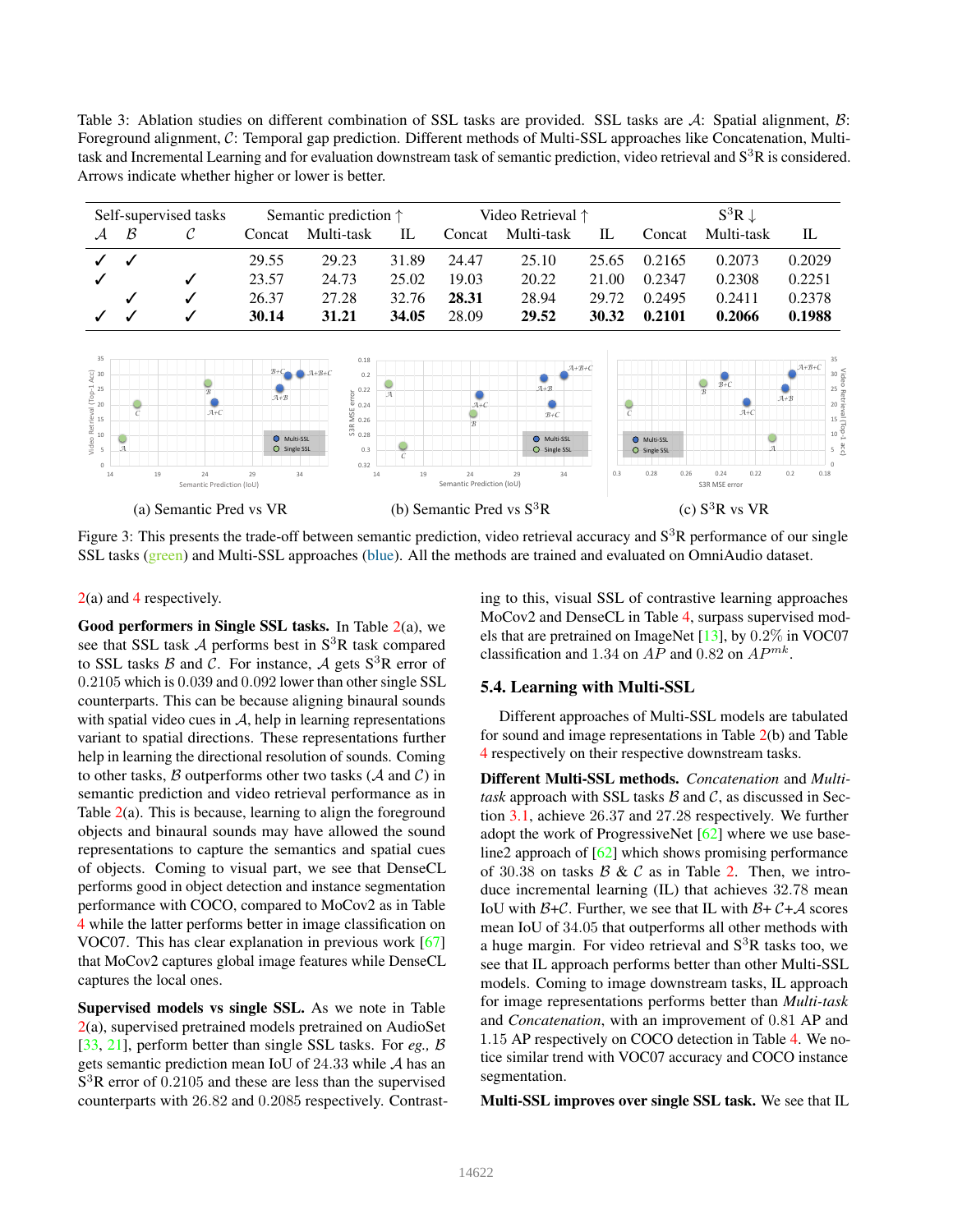Table 3: Ablation studies on different combination of SSL tasks are provided. SSL tasks are $\mathcal{A}$: Spatial alignment, $\mathcal{B}$: Foreground alignment, $\mathcal{C}$: Temporal gap prediction. Different methods of Multi-SSL approaches like Concatenation, Multi-task and Incremental Learning and for evaluation downstream task of semantic prediction, video retrieval and S$^3$R is considered. Arrows indicate whether higher or lower is better.

| Self-supervised tasks | | | Semantic prediction ↑ | | | Video Retrieval ↑ | | | S$^3$R ↓ | | |
|---|---|---|---|---|---|---|---|---|---|---|---|
| $\mathcal{A}$ | $\mathcal{B}$ | $\mathcal{C}$ | Concat | Multi-task | IL | Concat | Multi-task | IL | Concat | Multi-task | IL |
| ✓ | ✓ | | 29.55 | 29.23 | 31.89 | 24.47 | 25.10 | 25.65 | 0.2165 | 0.2073 | 0.2029 |
| ✓ | | ✓ | 23.57 | 24.73 | 25.02 | 19.03 | 20.22 | 21.00 | 0.2347 | 0.2308 | 0.2251 |
| | ✓ | ✓ | 26.37 | 27.28 | 32.76 | **28.31** | 28.94 | 29.72 | 0.2495 | 0.2411 | 0.2378 |
| ✓ | ✓ | ✓ | **30.14** | **31.21** | **34.05** | 28.09 | **29.52** | **30.32** | **0.2101** | **0.2066** | **0.1988** |

(a) Semantic Pred vs VR (b) Semantic Pred vs S$^3$R (c) S$^3$R vs VR

Figure 3: This presents the trade-off between semantic prediction, video retrieval accuracy and S$^3$R performance of our single SSL tasks (green) and Multi-SSL approaches (blue). All the methods are trained and evaluated on OmniAudio dataset.

2(a) and 4 respectively.

**Good performers in Single SSL tasks.** In Table 2(a), we see that SSL task $\mathcal{A}$ performs best in S$^3$R task compared to SSL tasks $\mathcal{B}$ and $\mathcal{C}$. For instance, $\mathcal{A}$ gets S$^3$R error of $0.2105$ which is $0.039$ and $0.092$ lower than other single SSL counterparts. This can be because aligning binaural sounds with spatial video cues in $\mathcal{A}$, help in learning representations variant to spatial directions. These representations further help in learning the directional resolution of sounds. Coming to other tasks, $\mathcal{B}$ outperforms other two tasks ($\mathcal{A}$ and $\mathcal{C}$) in semantic prediction and video retrieval performance as in Table 2(a). This is because, learning to align the foreground objects and binaural sounds may have allowed the sound representations to capture the semantics and spatial cues of objects. Coming to visual part, we see that DenseCL performs good in object detection and instance segmentation performance with COCO, compared to MoCov2 as in Table 4 while the latter performs better in image classification on VOC07. This has clear explanation in previous work [67] that MoCov2 captures global image features while DenseCL captures the local ones.

**Supervised models vs single SSL.** As we note in Table 2(a), supervised pretrained models pretrained on AudioSet [33, 21], perform better than single SSL tasks. For *eg.,* $\mathcal{B}$ gets semantic prediction mean IoU of $24.33$ while $\mathcal{A}$ has an S$^3$R error of $0.2105$ and these are less than the supervised counterparts with $26.82$ and $0.2085$ respectively. Contrasting to this, visual SSL of contrastive learning approaches MoCov2 and DenseCL in Table 4, surpass supervised models that are pretrained on ImageNet [13], by $0.2\%$ in VOC07 classification and $1.34$ on $AP$ and $0.82$ on $AP^{mk}$.

## 5.4. Learning with Multi-SSL

Different approaches of Multi-SSL models are tabulated for sound and image representations in Table 2(b) and Table 4 respectively on their respective downstream tasks.

**Different Multi-SSL methods.** *Concatenation* and *Multi-task* approach with SSL tasks $\mathcal{B}$ and $\mathcal{C}$, as discussed in Section 3.1, achieve $26.37$ and $27.28$ respectively. We further adopt the work of ProgressiveNet [62] where we use baseline2 approach of [62] which shows promising performance of $30.38$ on tasks $\mathcal{B}$ & $\mathcal{C}$ as in Table 2. Then, we introduce incremental learning (IL) that achieves $32.78$ mean IoU with $\mathcal{B}$+$\mathcal{C}$. Further, we see that IL with $\mathcal{B}$+ $\mathcal{C}$+$\mathcal{A}$ scores mean IoU of $34.05$ that outperforms all other methods with a huge margin. For video retrieval and S$^3$R tasks too, we see that IL approach performs better than other Multi-SSL models. Coming to image downstream tasks, IL approach for image representations performs better than *Multi-task* and *Concatenation*, with an improvement of $0.81$ AP and $1.15$ AP respectively on COCO detection in Table 4. We notice similar trend with VOC07 accuracy and COCO instance segmentation.

**Multi-SSL improves over single SSL task.** We see that IL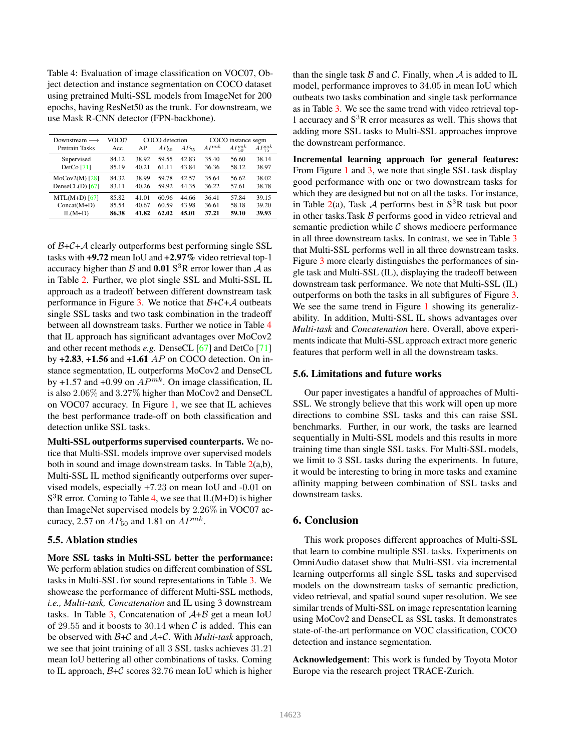Table 4: Evaluation of image classification on VOC07, Object detection and instance segmentation on COCO dataset using pretrained Multi-SSL models from ImageNet for 200 epochs, having ResNet50 as the trunk. For downstream, we use Mask R-CNN detector (FPN-backbone).

| Downstream ⟶ | VOC07 | COCO detection | | | COCO instance segm | | |
|---|---|---|---|---|---|---|---|
| Pretrain Tasks | Acc | AP | $AP_{50}$ | $AP_{75}$ | $AP^{mk}$ | $AP^{mk}_{50}$ | $AP^{mk}_{75}$ |
| Supervised | 84.12 | 38.92 | 59.55 | 42.83 | 35.40 | 56.60 | 38.14 |
| DetCo [71] | 85.19 | 40.21 | 61.11 | 43.84 | 36.36 | 58.12 | 38.97 |
| MoCov2(M) [28] | 84.32 | 38.99 | 59.78 | 42.57 | 35.64 | 56.62 | 38.02 |
| DenseCL(D) [67] | 83.11 | 40.26 | 59.92 | 44.35 | 36.22 | 57.61 | 38.78 |
| MTL(M+D) [67] | 85.82 | 41.01 | 60.96 | 44.66 | 36.41 | 57.84 | 39.15 |
| Concat(M+D) | 85.54 | 40.67 | 60.59 | 43.98 | 36.61 | 58.18 | 39.20 |
| IL(M+D) | **86.38** | **41.82** | **62.02** | **45.01** | **37.21** | **59.10** | **39.93** |

of $\mathcal{B}$+$\mathcal{C}$+$\mathcal{A}$ clearly outperforms best performing single SSL tasks with **+9.72** mean IoU and **+2.97%** video retrieval top-1 accuracy higher than $\mathcal{B}$ and **0.01** S$^3$R error lower than $\mathcal{A}$ as in Table 2. Further, we plot single SSL and Multi-SSL IL approach as a tradeoff between different downstream task performance in Figure 3. We notice that $\mathcal{B}$+$\mathcal{C}$+$\mathcal{A}$ outbeats single SSL tasks and two task combination in the tradeoff between all downstream tasks. Further we notice in Table 4 that IL approach has significant advantages over MoCov2 and other recent methods *e.g.* DenseCL [67] and DetCo [71] by **+2.83**, **+1.56** and **+1.61** $AP$ on COCO detection. On instance segmentation, IL outperforms MoCov2 and DenseCL by +1.57 and +0.99 on $AP^{mk}$. On image classification, IL is also 2.06% and 3.27% higher than MoCov2 and DenseCL on VOC07 accuracy. In Figure 1, we see that IL achieves the best performance trade-off on both classification and detection unlike SSL tasks.

**Multi-SSL outperforms supervised counterparts.** We notice that Multi-SSL models improve over supervised models both in sound and image downstream tasks. In Table 2(a,b), Multi-SSL IL method significantly outperforms over supervised models, especially +7.23 on mean IoU and -0.01 on S$^3$R error. Coming to Table 4, we see that IL(M+D) is higher than ImageNet supervised models by 2.26% in VOC07 accuracy, 2.57 on $AP_{50}$ and 1.81 on $AP^{mk}$.

## 5.5. Ablation studies

**More SSL tasks in Multi-SSL better the performance:** We perform ablation studies on different combination of SSL tasks in Multi-SSL for sound representations in Table 3. We showcase the performance of different Multi-SSL methods, *i.e., Multi-task, Concatenation* and IL using 3 downstream tasks. In Table 3, Concatenation of $\mathcal{A}$+$\mathcal{B}$ get a mean IoU of 29.55 and it boosts to 30.14 when $\mathcal{C}$ is added. This can be observed with $\mathcal{B}$+$\mathcal{C}$ and $\mathcal{A}$+$\mathcal{C}$. With *Multi-task* approach, we see that joint training of all 3 SSL tasks achieves 31.21 mean IoU bettering all other combinations of tasks. Coming to IL approach, $\mathcal{B}$+$\mathcal{C}$ scores 32.76 mean IoU which is higher than the single task $\mathcal{B}$ and $\mathcal{C}$. Finally, when $\mathcal{A}$ is added to IL model, performance improves to 34.05 in mean IoU which outbeats two tasks combination and single task performance as in Table 3. We see the same trend with video retrieval top-1 accuracy and S$^3$R error measures as well. This shows that adding more SSL tasks to Multi-SSL approaches improve the downstream performance.

**Incremental learning approach for general features:** From Figure 1 and 3, we note that single SSL task display good performance with one or two downstream tasks for which they are designed but not on all the tasks. For instance, in Table 2(a), Task $\mathcal{A}$ performs best in S$^3$R task but poor in other tasks.Task $\mathcal{B}$ performs good in video retrieval and semantic prediction while $\mathcal{C}$ shows mediocre performance in all three downstream tasks. In contrast, we see in Table 3 that Multi-SSL performs well in all three downstream tasks. Figure 3 more clearly distinguishes the performances of single task and Multi-SSL (IL), displaying the tradeoff between downstream task performance. We note that Multi-SSL (IL) outperforms on both the tasks in all subfigures of Figure 3. We see the same trend in Figure 1 showing its generalizability. In addition, Multi-SSL IL shows advantages over *Multi-task* and *Concatenation* here. Overall, above experiments indicate that Multi-SSL approach extract more generic features that perform well in all the downstream tasks.

## 5.6. Limitations and future works

Our paper investigates a handful of approaches of Multi-SSL. We strongly believe that this work will open up more directions to combine SSL tasks and this can raise SSL benchmarks. Further, in our work, the tasks are learned sequentially in Multi-SSL models and this results in more training time than single SSL tasks. For Multi-SSL models, we limit to 3 SSL tasks during the experiments. In future, it would be interesting to bring in more tasks and examine affinity mapping between combination of SSL tasks and downstream tasks.

# 6. Conclusion

This work proposes different approaches of Multi-SSL that learn to combine multiple SSL tasks. Experiments on OmniAudio dataset show that Multi-SSL via incremental learning outperforms all single SSL tasks and supervised models on the downstream tasks of semantic prediction, video retrieval, and spatial sound super resolution. We see similar trends of Multi-SSL on image representation learning using MoCov2 and DenseCL as SSL tasks. It demonstrates state-of-the-art performance on VOC classification, COCO detection and instance segmentation.

**Acknowledgement**: This work is funded by Toyota Motor Europe via the research project TRACE-Zurich.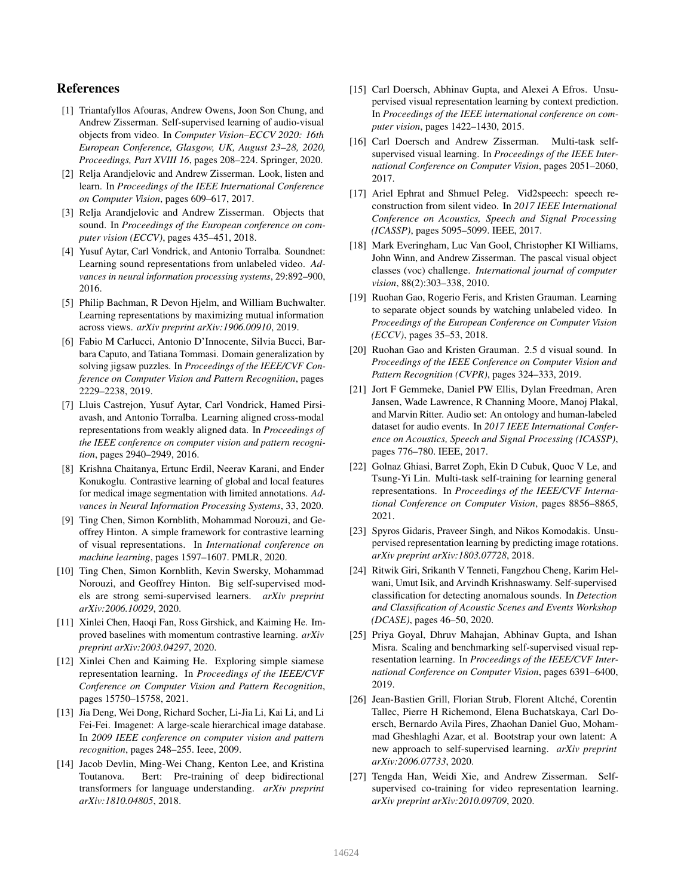## References

[1] Triantafyllos Afouras, Andrew Owens, Joon Son Chung, and Andrew Zisserman. Self-supervised learning of audio-visual objects from video. In *Computer Vision–ECCV 2020: 16th European Conference, Glasgow, UK, August 23–28, 2020, Proceedings, Part XVIII 16*, pages 208–224. Springer, 2020.

[2] Relja Arandjelovic and Andrew Zisserman. Look, listen and learn. In *Proceedings of the IEEE International Conference on Computer Vision*, pages 609–617, 2017.

[3] Relja Arandjelovic and Andrew Zisserman. Objects that sound. In *Proceedings of the European conference on computer vision (ECCV)*, pages 435–451, 2018.

[4] Yusuf Aytar, Carl Vondrick, and Antonio Torralba. Soundnet: Learning sound representations from unlabeled video. *Advances in neural information processing systems*, 29:892–900, 2016.

[5] Philip Bachman, R Devon Hjelm, and William Buchwalter. Learning representations by maximizing mutual information across views. *arXiv preprint arXiv:1906.00910*, 2019.

[6] Fabio M Carlucci, Antonio D'Innocente, Silvia Bucci, Barbara Caputo, and Tatiana Tommasi. Domain generalization by solving jigsaw puzzles. In *Proceedings of the IEEE/CVF Conference on Computer Vision and Pattern Recognition*, pages 2229–2238, 2019.

[7] Lluis Castrejon, Yusuf Aytar, Carl Vondrick, Hamed Pirsiavash, and Antonio Torralba. Learning aligned cross-modal representations from weakly aligned data. In *Proceedings of the IEEE conference on computer vision and pattern recognition*, pages 2940–2949, 2016.

[8] Krishna Chaitanya, Ertunc Erdil, Neerav Karani, and Ender Konukoglu. Contrastive learning of global and local features for medical image segmentation with limited annotations. *Advances in Neural Information Processing Systems*, 33, 2020.

[9] Ting Chen, Simon Kornblith, Mohammad Norouzi, and Geoffrey Hinton. A simple framework for contrastive learning of visual representations. In *International conference on machine learning*, pages 1597–1607. PMLR, 2020.

[10] Ting Chen, Simon Kornblith, Kevin Swersky, Mohammad Norouzi, and Geoffrey Hinton. Big self-supervised models are strong semi-supervised learners. *arXiv preprint arXiv:2006.10029*, 2020.

[11] Xinlei Chen, Haoqi Fan, Ross Girshick, and Kaiming He. Improved baselines with momentum contrastive learning. *arXiv preprint arXiv:2003.04297*, 2020.

[12] Xinlei Chen and Kaiming He. Exploring simple siamese representation learning. In *Proceedings of the IEEE/CVF Conference on Computer Vision and Pattern Recognition*, pages 15750–15758, 2021.

[13] Jia Deng, Wei Dong, Richard Socher, Li-Jia Li, Kai Li, and Li Fei-Fei. Imagenet: A large-scale hierarchical image database. In *2009 IEEE conference on computer vision and pattern recognition*, pages 248–255. Ieee, 2009.

[14] Jacob Devlin, Ming-Wei Chang, Kenton Lee, and Kristina Toutanova. Bert: Pre-training of deep bidirectional transformers for language understanding. *arXiv preprint arXiv:1810.04805*, 2018.

[15] Carl Doersch, Abhinav Gupta, and Alexei A Efros. Unsupervised visual representation learning by context prediction. In *Proceedings of the IEEE international conference on computer vision*, pages 1422–1430, 2015.

[16] Carl Doersch and Andrew Zisserman. Multi-task self-supervised visual learning. In *Proceedings of the IEEE International Conference on Computer Vision*, pages 2051–2060, 2017.

[17] Ariel Ephrat and Shmuel Peleg. Vid2speech: speech reconstruction from silent video. In *2017 IEEE International Conference on Acoustics, Speech and Signal Processing (ICASSP)*, pages 5095–5099. IEEE, 2017.

[18] Mark Everingham, Luc Van Gool, Christopher KI Williams, John Winn, and Andrew Zisserman. The pascal visual object classes (voc) challenge. *International journal of computer vision*, 88(2):303–338, 2010.

[19] Ruohan Gao, Rogerio Feris, and Kristen Grauman. Learning to separate object sounds by watching unlabeled video. In *Proceedings of the European Conference on Computer Vision (ECCV)*, pages 35–53, 2018.

[20] Ruohan Gao and Kristen Grauman. 2.5 d visual sound. In *Proceedings of the IEEE Conference on Computer Vision and Pattern Recognition (CVPR)*, pages 324–333, 2019.

[21] Jort F Gemmeke, Daniel PW Ellis, Dylan Freedman, Aren Jansen, Wade Lawrence, R Channing Moore, Manoj Plakal, and Marvin Ritter. Audio set: An ontology and human-labeled dataset for audio events. In *2017 IEEE International Conference on Acoustics, Speech and Signal Processing (ICASSP)*, pages 776–780. IEEE, 2017.

[22] Golnaz Ghiasi, Barret Zoph, Ekin D Cubuk, Quoc V Le, and Tsung-Yi Lin. Multi-task self-training for learning general representations. In *Proceedings of the IEEE/CVF International Conference on Computer Vision*, pages 8856–8865, 2021.

[23] Spyros Gidaris, Praveer Singh, and Nikos Komodakis. Unsupervised representation learning by predicting image rotations. *arXiv preprint arXiv:1803.07728*, 2018.

[24] Ritwik Giri, Srikanth V Tenneti, Fangzhou Cheng, Karim Helwani, Umut Isik, and Arvindh Krishnaswamy. Self-supervised classification for detecting anomalous sounds. In *Detection and Classification of Acoustic Scenes and Events Workshop (DCASE)*, pages 46–50, 2020.

[25] Priya Goyal, Dhruv Mahajan, Abhinav Gupta, and Ishan Misra. Scaling and benchmarking self-supervised visual representation learning. In *Proceedings of the IEEE/CVF International Conference on Computer Vision*, pages 6391–6400, 2019.

[26] Jean-Bastien Grill, Florian Strub, Florent Altché, Corentin Tallec, Pierre H Richemond, Elena Buchatskaya, Carl Doersch, Bernardo Avila Pires, Zhaohan Daniel Guo, Mohammad Gheshlaghi Azar, et al. Bootstrap your own latent: A new approach to self-supervised learning. *arXiv preprint arXiv:2006.07733*, 2020.

[27] Tengda Han, Weidi Xie, and Andrew Zisserman. Self-supervised co-training for video representation learning. *arXiv preprint arXiv:2010.09709*, 2020.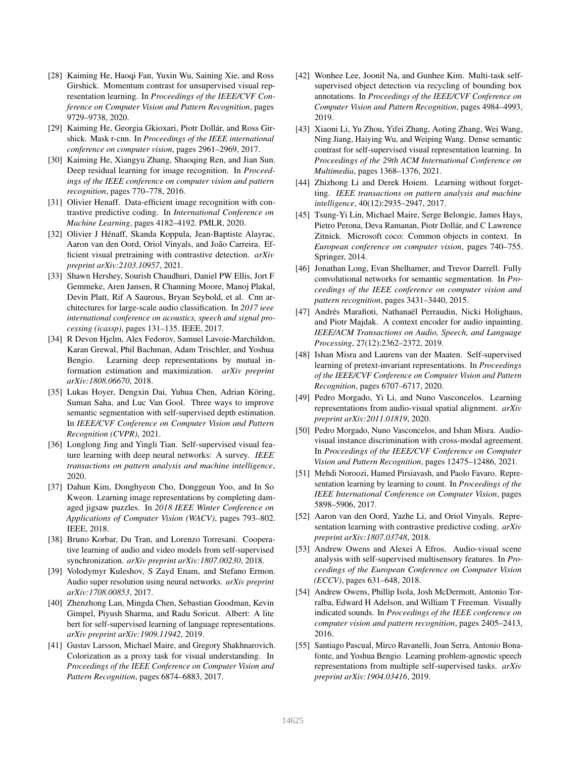[28] Kaiming He, Haoqi Fan, Yuxin Wu, Saining Xie, and Ross Girshick. Momentum contrast for unsupervised visual representation learning. In *Proceedings of the IEEE/CVF Conference on Computer Vision and Pattern Recognition*, pages 9729–9738, 2020.

[29] Kaiming He, Georgia Gkioxari, Piotr Dollár, and Ross Girshick. Mask r-cnn. In *Proceedings of the IEEE international conference on computer vision*, pages 2961–2969, 2017.

[30] Kaiming He, Xiangyu Zhang, Shaoqing Ren, and Jian Sun. Deep residual learning for image recognition. In *Proceedings of the IEEE conference on computer vision and pattern recognition*, pages 770–778, 2016.

[31] Olivier Henaff. Data-efficient image recognition with contrastive predictive coding. In *International Conference on Machine Learning*, pages 4182–4192. PMLR, 2020.

[32] Olivier J Hénaff, Skanda Koppula, Jean-Baptiste Alayrac, Aaron van den Oord, Oriol Vinyals, and João Carreira. Efficient visual pretraining with contrastive detection. *arXiv preprint arXiv:2103.10957*, 2021.

[33] Shawn Hershey, Sourish Chaudhuri, Daniel PW Ellis, Jort F Gemmeke, Aren Jansen, R Channing Moore, Manoj Plakal, Devin Platt, Rif A Saurous, Bryan Seybold, et al. Cnn architectures for large-scale audio classification. In *2017 ieee international conference on acoustics, speech and signal processing (icassp)*, pages 131–135. IEEE, 2017.

[34] R Devon Hjelm, Alex Fedorov, Samuel Lavoie-Marchildon, Karan Grewal, Phil Bachman, Adam Trischler, and Yoshua Bengio. Learning deep representations by mutual information estimation and maximization. *arXiv preprint arXiv:1808.06670*, 2018.

[35] Lukas Hoyer, Dengxin Dai, Yuhua Chen, Adrian Köring, Suman Saha, and Luc Van Gool. Three ways to improve semantic segmentation with self-supervised depth estimation. In *IEEE/CVF Conference on Computer Vision and Pattern Recognition (CVPR)*, 2021.

[36] Longlong Jing and Yingli Tian. Self-supervised visual feature learning with deep neural networks: A survey. *IEEE transactions on pattern analysis and machine intelligence*, 2020.

[37] Dahun Kim, Donghyeon Cho, Donggeun Yoo, and In So Kweon. Learning image representations by completing damaged jigsaw puzzles. In *2018 IEEE Winter Conference on Applications of Computer Vision (WACV)*, pages 793–802. IEEE, 2018.

[38] Bruno Korbar, Du Tran, and Lorenzo Torresani. Cooperative learning of audio and video models from self-supervised synchronization. *arXiv preprint arXiv:1807.00230*, 2018.

[39] Volodymyr Kuleshov, S Zayd Enam, and Stefano Ermon. Audio super resolution using neural networks. *arXiv preprint arXiv:1708.00853*, 2017.

[40] Zhenzhong Lan, Mingda Chen, Sebastian Goodman, Kevin Gimpel, Piyush Sharma, and Radu Soricut. Albert: A lite bert for self-supervised learning of language representations. *arXiv preprint arXiv:1909.11942*, 2019.

[41] Gustav Larsson, Michael Maire, and Gregory Shakhnarovich. Colorization as a proxy task for visual understanding. In *Proceedings of the IEEE Conference on Computer Vision and Pattern Recognition*, pages 6874–6883, 2017.

[42] Wonhee Lee, Joonil Na, and Gunhee Kim. Multi-task self-supervised object detection via recycling of bounding box annotations. In *Proceedings of the IEEE/CVF Conference on Computer Vision and Pattern Recognition*, pages 4984–4993, 2019.

[43] Xiaoni Li, Yu Zhou, Yifei Zhang, Aoting Zhang, Wei Wang, Ning Jiang, Haiying Wu, and Weiping Wang. Dense semantic contrast for self-supervised visual representation learning. In *Proceedings of the 29th ACM International Conference on Multimedia*, pages 1368–1376, 2021.

[44] Zhizhong Li and Derek Hoiem. Learning without forgetting. *IEEE transactions on pattern analysis and machine intelligence*, 40(12):2935–2947, 2017.

[45] Tsung-Yi Lin, Michael Maire, Serge Belongie, James Hays, Pietro Perona, Deva Ramanan, Piotr Dollár, and C Lawrence Zitnick. Microsoft coco: Common objects in context. In *European conference on computer vision*, pages 740–755. Springer, 2014.

[46] Jonathan Long, Evan Shelhamer, and Trevor Darrell. Fully convolutional networks for semantic segmentation. In *Proceedings of the IEEE conference on computer vision and pattern recognition*, pages 3431–3440, 2015.

[47] Andrés Marafioti, Nathanaël Perraudin, Nicki Holighaus, and Piotr Majdak. A context encoder for audio inpainting. *IEEE/ACM Transactions on Audio, Speech, and Language Processing*, 27(12):2362–2372, 2019.

[48] Ishan Misra and Laurens van der Maaten. Self-supervised learning of pretext-invariant representations. In *Proceedings of the IEEE/CVF Conference on Computer Vision and Pattern Recognition*, pages 6707–6717, 2020.

[49] Pedro Morgado, Yi Li, and Nuno Vasconcelos. Learning representations from audio-visual spatial alignment. *arXiv preprint arXiv:2011.01819*, 2020.

[50] Pedro Morgado, Nuno Vasconcelos, and Ishan Misra. Audio-visual instance discrimination with cross-modal agreement. In *Proceedings of the IEEE/CVF Conference on Computer Vision and Pattern Recognition*, pages 12475–12486, 2021.

[51] Mehdi Noroozi, Hamed Pirsiavash, and Paolo Favaro. Representation learning by learning to count. In *Proceedings of the IEEE International Conference on Computer Vision*, pages 5898–5906, 2017.

[52] Aaron van den Oord, Yazhe Li, and Oriol Vinyals. Representation learning with contrastive predictive coding. *arXiv preprint arXiv:1807.03748*, 2018.

[53] Andrew Owens and Alexei A Efros. Audio-visual scene analysis with self-supervised multisensory features. In *Proceedings of the European Conference on Computer Vision (ECCV)*, pages 631–648, 2018.

[54] Andrew Owens, Phillip Isola, Josh McDermott, Antonio Torralba, Edward H Adelson, and William T Freeman. Visually indicated sounds. In *Proceedings of the IEEE conference on computer vision and pattern recognition*, pages 2405–2413, 2016.

[55] Santiago Pascual, Mirco Ravanelli, Joan Serra, Antonio Bonafonte, and Yoshua Bengio. Learning problem-agnostic speech representations from multiple self-supervised tasks. *arXiv preprint arXiv:1904.03416*, 2019.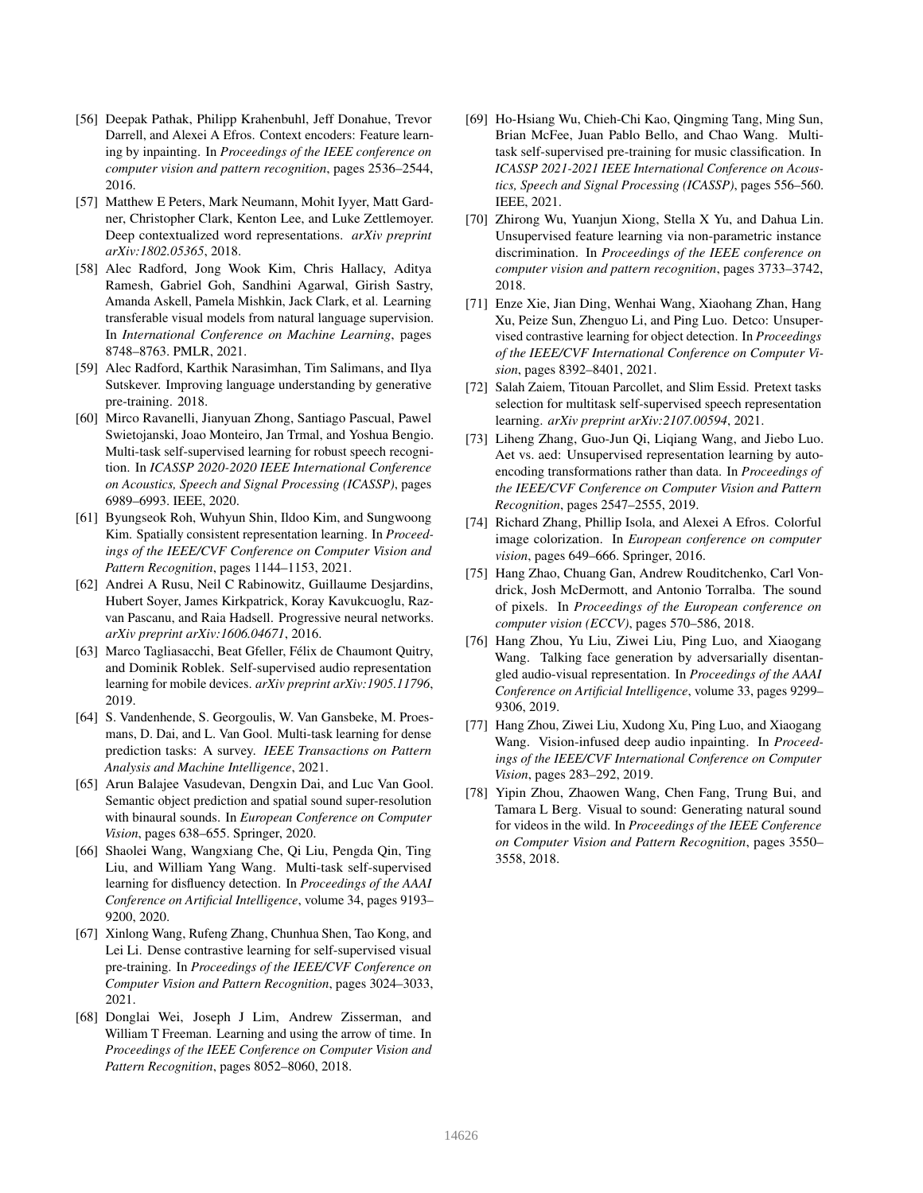[56] Deepak Pathak, Philipp Krahenbuhl, Jeff Donahue, Trevor Darrell, and Alexei A Efros. Context encoders: Feature learning by inpainting. In *Proceedings of the IEEE conference on computer vision and pattern recognition*, pages 2536–2544, 2016.

[57] Matthew E Peters, Mark Neumann, Mohit Iyyer, Matt Gardner, Christopher Clark, Kenton Lee, and Luke Zettlemoyer. Deep contextualized word representations. *arXiv preprint arXiv:1802.05365*, 2018.

[58] Alec Radford, Jong Wook Kim, Chris Hallacy, Aditya Ramesh, Gabriel Goh, Sandhini Agarwal, Girish Sastry, Amanda Askell, Pamela Mishkin, Jack Clark, et al. Learning transferable visual models from natural language supervision. In *International Conference on Machine Learning*, pages 8748–8763. PMLR, 2021.

[59] Alec Radford, Karthik Narasimhan, Tim Salimans, and Ilya Sutskever. Improving language understanding by generative pre-training. 2018.

[60] Mirco Ravanelli, Jianyuan Zhong, Santiago Pascual, Pawel Swietojanski, Joao Monteiro, Jan Trmal, and Yoshua Bengio. Multi-task self-supervised learning for robust speech recognition. In *ICASSP 2020-2020 IEEE International Conference on Acoustics, Speech and Signal Processing (ICASSP)*, pages 6989–6993. IEEE, 2020.

[61] Byungseok Roh, Wuhyun Shin, Ildoo Kim, and Sungwoong Kim. Spatially consistent representation learning. In *Proceedings of the IEEE/CVF Conference on Computer Vision and Pattern Recognition*, pages 1144–1153, 2021.

[62] Andrei A Rusu, Neil C Rabinowitz, Guillaume Desjardins, Hubert Soyer, James Kirkpatrick, Koray Kavukcuoglu, Razvan Pascanu, and Raia Hadsell. Progressive neural networks. *arXiv preprint arXiv:1606.04671*, 2016.

[63] Marco Tagliasacchi, Beat Gfeller, Félix de Chaumont Quitry, and Dominik Roblek. Self-supervised audio representation learning for mobile devices. *arXiv preprint arXiv:1905.11796*, 2019.

[64] S. Vandenhende, S. Georgoulis, W. Van Gansbeke, M. Proesmans, D. Dai, and L. Van Gool. Multi-task learning for dense prediction tasks: A survey. *IEEE Transactions on Pattern Analysis and Machine Intelligence*, 2021.

[65] Arun Balajee Vasudevan, Dengxin Dai, and Luc Van Gool. Semantic object prediction and spatial sound super-resolution with binaural sounds. In *European Conference on Computer Vision*, pages 638–655. Springer, 2020.

[66] Shaolei Wang, Wangxiang Che, Qi Liu, Pengda Qin, Ting Liu, and William Yang Wang. Multi-task self-supervised learning for disfluency detection. In *Proceedings of the AAAI Conference on Artificial Intelligence*, volume 34, pages 9193–9200, 2020.

[67] Xinlong Wang, Rufeng Zhang, Chunhua Shen, Tao Kong, and Lei Li. Dense contrastive learning for self-supervised visual pre-training. In *Proceedings of the IEEE/CVF Conference on Computer Vision and Pattern Recognition*, pages 3024–3033, 2021.

[68] Donglai Wei, Joseph J Lim, Andrew Zisserman, and William T Freeman. Learning and using the arrow of time. In *Proceedings of the IEEE Conference on Computer Vision and Pattern Recognition*, pages 8052–8060, 2018.

[69] Ho-Hsiang Wu, Chieh-Chi Kao, Qingming Tang, Ming Sun, Brian McFee, Juan Pablo Bello, and Chao Wang. Multi-task self-supervised pre-training for music classification. In *ICASSP 2021-2021 IEEE International Conference on Acoustics, Speech and Signal Processing (ICASSP)*, pages 556–560. IEEE, 2021.

[70] Zhirong Wu, Yuanjun Xiong, Stella X Yu, and Dahua Lin. Unsupervised feature learning via non-parametric instance discrimination. In *Proceedings of the IEEE conference on computer vision and pattern recognition*, pages 3733–3742, 2018.

[71] Enze Xie, Jian Ding, Wenhai Wang, Xiaohang Zhan, Hang Xu, Peize Sun, Zhenguo Li, and Ping Luo. Detco: Unsupervised contrastive learning for object detection. In *Proceedings of the IEEE/CVF International Conference on Computer Vision*, pages 8392–8401, 2021.

[72] Salah Zaiem, Titouan Parcollet, and Slim Essid. Pretext tasks selection for multitask self-supervised speech representation learning. *arXiv preprint arXiv:2107.00594*, 2021.

[73] Liheng Zhang, Guo-Jun Qi, Liqiang Wang, and Jiebo Luo. Aet vs. aed: Unsupervised representation learning by auto-encoding transformations rather than data. In *Proceedings of the IEEE/CVF Conference on Computer Vision and Pattern Recognition*, pages 2547–2555, 2019.

[74] Richard Zhang, Phillip Isola, and Alexei A Efros. Colorful image colorization. In *European conference on computer vision*, pages 649–666. Springer, 2016.

[75] Hang Zhao, Chuang Gan, Andrew Rouditchenko, Carl Vondrick, Josh McDermott, and Antonio Torralba. The sound of pixels. In *Proceedings of the European conference on computer vision (ECCV)*, pages 570–586, 2018.

[76] Hang Zhou, Yu Liu, Ziwei Liu, Ping Luo, and Xiaogang Wang. Talking face generation by adversarially disentangled audio-visual representation. In *Proceedings of the AAAI Conference on Artificial Intelligence*, volume 33, pages 9299–9306, 2019.

[77] Hang Zhou, Ziwei Liu, Xudong Xu, Ping Luo, and Xiaogang Wang. Vision-infused deep audio inpainting. In *Proceedings of the IEEE/CVF International Conference on Computer Vision*, pages 283–292, 2019.

[78] Yipin Zhou, Zhaowen Wang, Chen Fang, Trung Bui, and Tamara L Berg. Visual to sound: Generating natural sound for videos in the wild. In *Proceedings of the IEEE Conference on Computer Vision and Pattern Recognition*, pages 3550–3558, 2018.